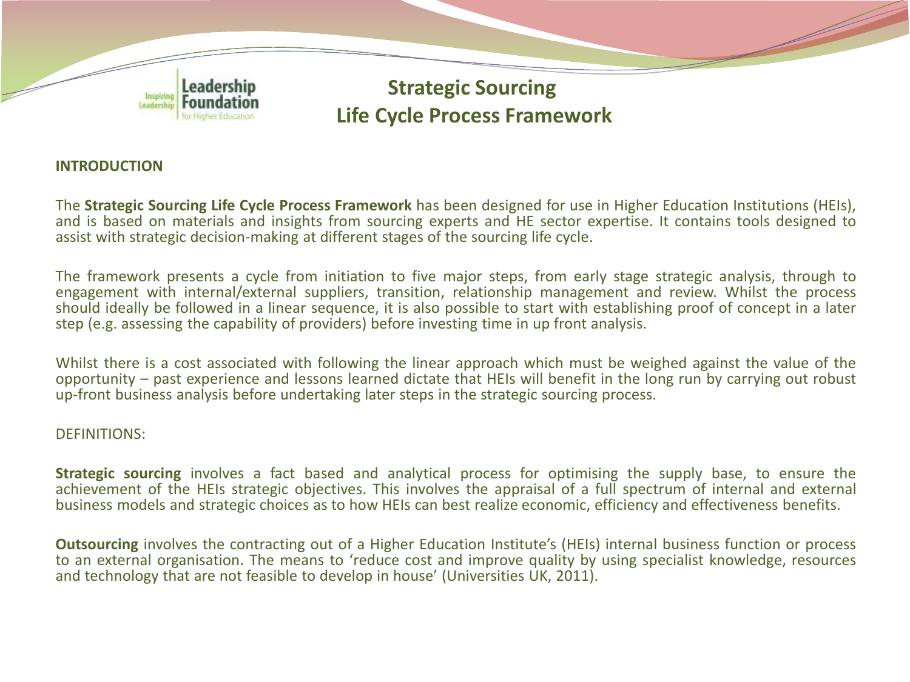# Strategic Sourcing Life Cycle Process Framework

## INTRODUCTION

The **Strategic Sourcing Life Cycle Process Framework** has been designed for use in Higher Education Institutions (HEIs), and is based on materials and insights from sourcing experts and HE sector expertise. It contains tools designed to assist with strategic decision-making at different stages of the sourcing life cycle.

The framework presents a cycle from initiation to five major steps, from early stage strategic analysis, through to engagement with internal/external suppliers, transition, relationship management and review. Whilst the process should ideally be followed in a linear sequence, it is also possible to start with establishing proof of concept in a later step (e.g. assessing the capability of providers) before investing time in up front analysis.

Whilst there is a cost associated with following the linear approach which must be weighed against the value of the opportunity – past experience and lessons learned dictate that HEIs will benefit in the long run by carrying out robust up-front business analysis before undertaking later steps in the strategic sourcing process.

DEFINITIONS:

**Strategic sourcing** involves a fact based and analytical process for optimising the supply base, to ensure the achievement of the HEIs strategic objectives. This involves the appraisal of a full spectrum of internal and external business models and strategic choices as to how HEIs can best realize economic, efficiency and effectiveness benefits.

**Outsourcing** involves the contracting out of a Higher Education Institute's (HEIs) internal business function or process to an external organisation. The means to 'reduce cost and improve quality by using specialist knowledge, resources and technology that are not feasible to develop in house' (Universities UK, 2011).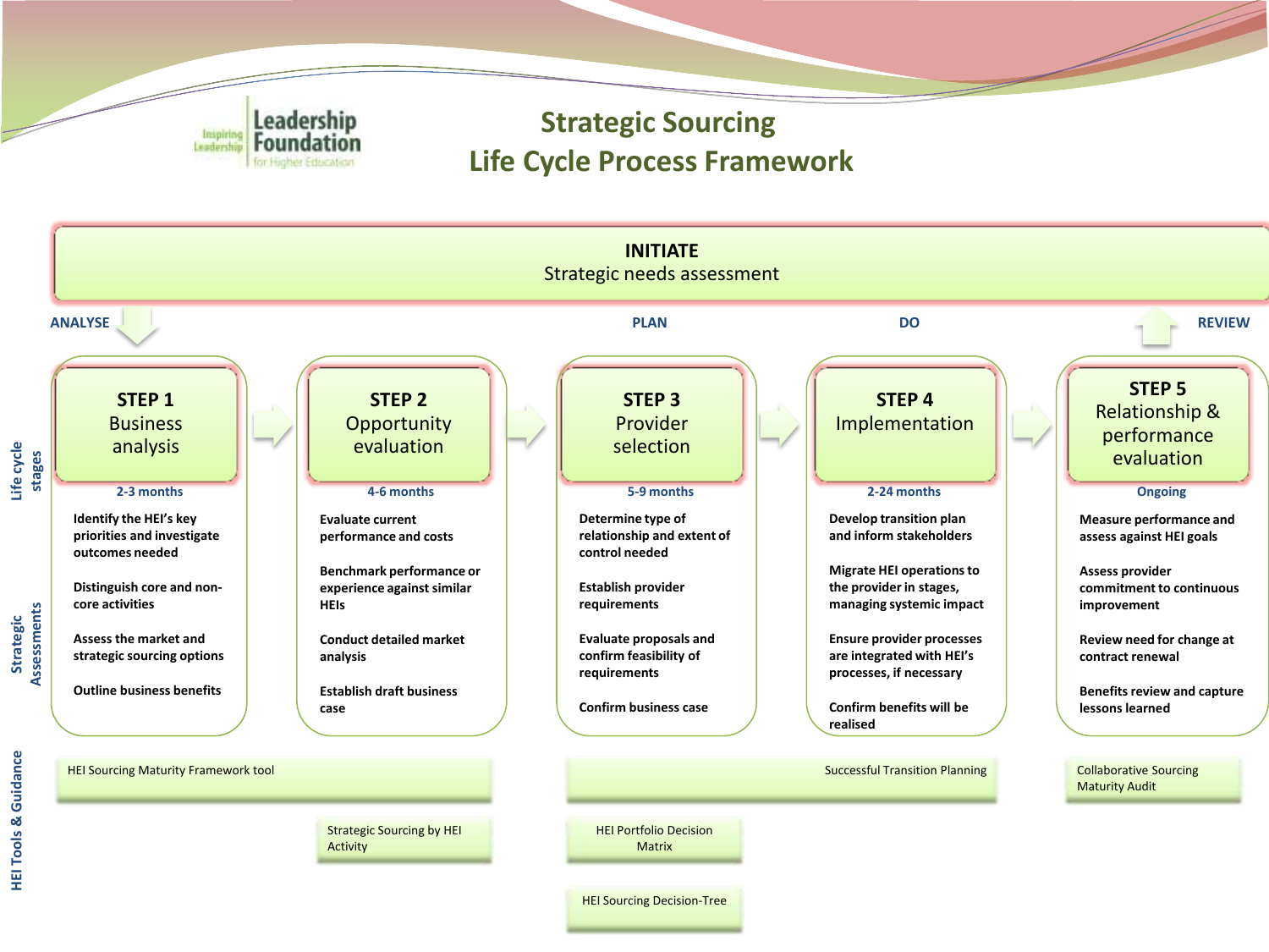Leadership Foundation for Higher Education — Inspiring Leadership

# Strategic Sourcing Life Cycle Process Framework

**INITIATE**
Strategic needs assessment

ANALYSE — PLAN — DO — REVIEW

**Life cycle stages**

| STEP 1 Business analysis | STEP 2 Opportunity evaluation | STEP 3 Provider selection | STEP 4 Implementation | STEP 5 Relationship & performance evaluation |
|---|---|---|---|---|
| 2-3 months | 4-6 months | 5-9 months | 2-24 months | Ongoing |

**Strategic Assessments**

**STEP 1 Business analysis** (2-3 months)
- Identify the HEI's key priorities and investigate outcomes needed
- Distinguish core and non-core activities
- Assess the market and strategic sourcing options
- Outline business benefits

**STEP 2 Opportunity evaluation** (4-6 months)
- Evaluate current performance and costs
- Benchmark performance or experience against similar HEIs
- Conduct detailed market analysis
- Establish draft business case

**STEP 3 Provider selection** (5-9 months)
- Determine type of relationship and extent of control needed
- Establish provider requirements
- Evaluate proposals and confirm feasibility of requirements
- Confirm business case

**STEP 4 Implementation** (2-24 months)
- Develop transition plan and inform stakeholders
- Migrate HEI operations to the provider in stages, managing systemic impact
- Ensure provider processes are integrated with HEI's processes, if necessary
- Confirm benefits will be realised

**STEP 5 Relationship & performance evaluation** (Ongoing)
- Measure performance and assess against HEI goals
- Assess provider commitment to continuous improvement
- Review need for change at contract renewal
- Benefits review and capture lessons learned

**HEI Tools & Guidance**

- HEI Sourcing Maturity Framework tool (Steps 1–2)
- Strategic Sourcing by HEI Activity (Step 2)
- Successful Transition Planning (Steps 3–4)
- HEI Portfolio Decision Matrix (Step 3)
- HEI Sourcing Decision-Tree (Step 3)
- Collaborative Sourcing Maturity Audit (Step 5)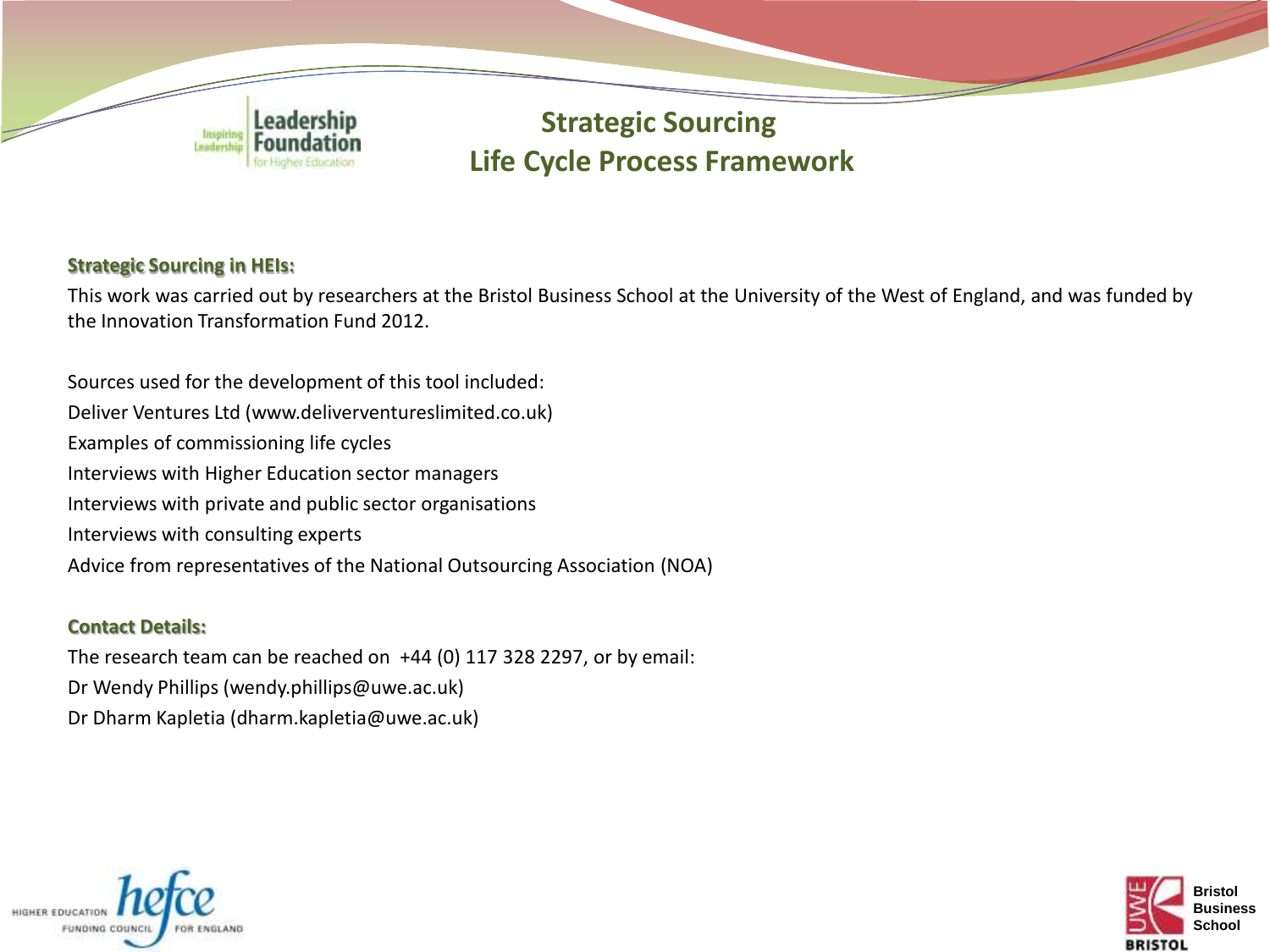# Strategic Sourcing
# Life Cycle Process Framework

**Strategic Sourcing in HEIs:**

This work was carried out by researchers at the Bristol Business School at the University of the West of England, and was funded by the Innovation Transformation Fund 2012.

Sources used for the development of this tool included:

Deliver Ventures Ltd (www.deliverventureslimited.co.uk)

Examples of commissioning life cycles

Interviews with Higher Education sector managers

Interviews with private and public sector organisations

Interviews with consulting experts

Advice from representatives of the National Outsourcing Association (NOA)

**Contact Details:**

The research team can be reached on +44 (0) 117 328 2297, or by email:

Dr Wendy Phillips (wendy.phillips@uwe.ac.uk)

Dr Dharm Kapletia (dharm.kapletia@uwe.ac.uk)